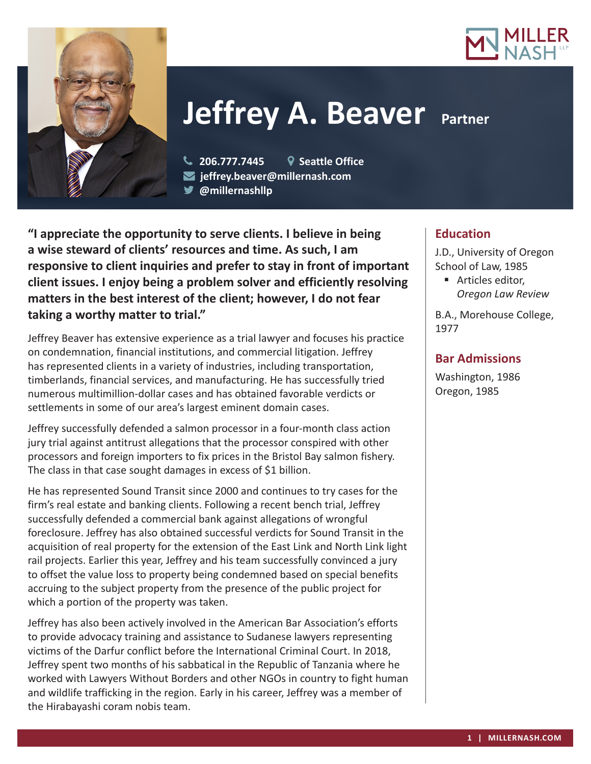# Jeffrey A. Beaver Partner

206.777.7445 | Seattle Office
jeffrey.beaver@millernash.com
@millernashllp

**"I appreciate the opportunity to serve clients. I believe in being a wise steward of clients' resources and time. As such, I am responsive to client inquiries and prefer to stay in front of important client issues. I enjoy being a problem solver and efficiently resolving matters in the best interest of the client; however, I do not fear taking a worthy matter to trial."**

Jeffrey Beaver has extensive experience as a trial lawyer and focuses his practice on condemnation, financial institutions, and commercial litigation. Jeffrey has represented clients in a variety of industries, including transportation, timberlands, financial services, and manufacturing. He has successfully tried numerous multimillion-dollar cases and has obtained favorable verdicts or settlements in some of our area's largest eminent domain cases.

Jeffrey successfully defended a salmon processor in a four-month class action jury trial against antitrust allegations that the processor conspired with other processors and foreign importers to fix prices in the Bristol Bay salmon fishery. The class in that case sought damages in excess of $1 billion.

He has represented Sound Transit since 2000 and continues to try cases for the firm's real estate and banking clients. Following a recent bench trial, Jeffrey successfully defended a commercial bank against allegations of wrongful foreclosure. Jeffrey has also obtained successful verdicts for Sound Transit in the acquisition of real property for the extension of the East Link and North Link light rail projects. Earlier this year, Jeffrey and his team successfully convinced a jury to offset the value loss to property being condemned based on special benefits accruing to the subject property from the presence of the public project for which a portion of the property was taken.

Jeffrey has also been actively involved in the American Bar Association's efforts to provide advocacy training and assistance to Sudanese lawyers representing victims of the Darfur conflict before the International Criminal Court. In 2018, Jeffrey spent two months of his sabbatical in the Republic of Tanzania where he worked with Lawyers Without Borders and other NGOs in country to fight human and wildlife trafficking in the region. Early in his career, Jeffrey was a member of the Hirabayashi coram nobis team.

## Education

J.D., University of Oregon School of Law, 1985

- Articles editor, *Oregon Law Review*

B.A., Morehouse College, 1977

## Bar Admissions

Washington, 1986
Oregon, 1985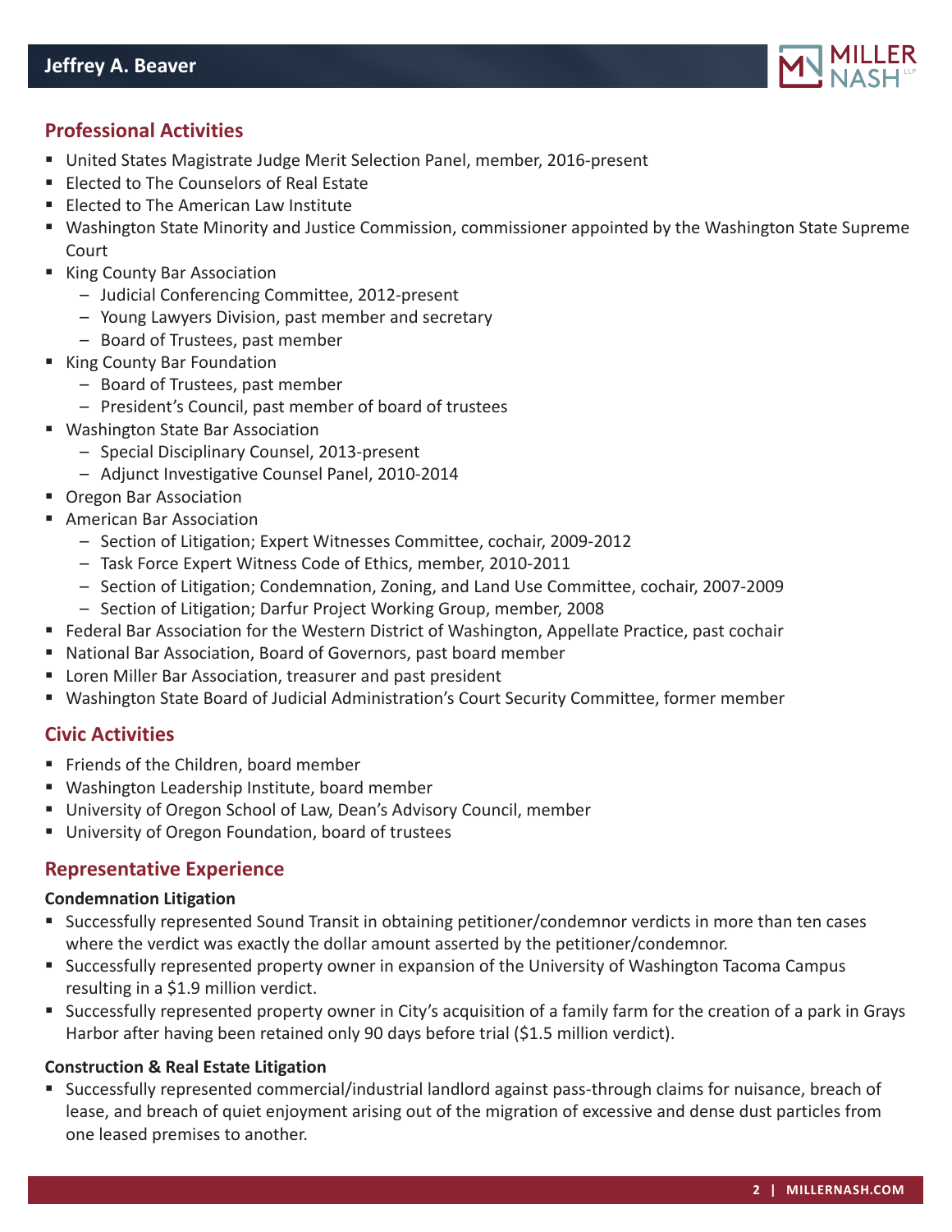## Professional Activities

- United States Magistrate Judge Merit Selection Panel, member, 2016-present
- Elected to The Counselors of Real Estate
- Elected to The American Law Institute
- Washington State Minority and Justice Commission, commissioner appointed by the Washington State Supreme Court
- King County Bar Association
  - Judicial Conferencing Committee, 2012-present
  - Young Lawyers Division, past member and secretary
  - Board of Trustees, past member
- King County Bar Foundation
  - Board of Trustees, past member
  - President's Council, past member of board of trustees
- Washington State Bar Association
  - Special Disciplinary Counsel, 2013-present
  - Adjunct Investigative Counsel Panel, 2010-2014
- Oregon Bar Association
- American Bar Association
  - Section of Litigation; Expert Witnesses Committee, cochair, 2009-2012
  - Task Force Expert Witness Code of Ethics, member, 2010-2011
  - Section of Litigation; Condemnation, Zoning, and Land Use Committee, cochair, 2007-2009
  - Section of Litigation; Darfur Project Working Group, member, 2008
- Federal Bar Association for the Western District of Washington, Appellate Practice, past cochair
- National Bar Association, Board of Governors, past board member
- Loren Miller Bar Association, treasurer and past president
- Washington State Board of Judicial Administration's Court Security Committee, former member

## Civic Activities

- Friends of the Children, board member
- Washington Leadership Institute, board member
- University of Oregon School of Law, Dean's Advisory Council, member
- University of Oregon Foundation, board of trustees

## Representative Experience

**Condemnation Litigation**

- Successfully represented Sound Transit in obtaining petitioner/condemnor verdicts in more than ten cases where the verdict was exactly the dollar amount asserted by the petitioner/condemnor.
- Successfully represented property owner in expansion of the University of Washington Tacoma Campus resulting in a $1.9 million verdict.
- Successfully represented property owner in City's acquisition of a family farm for the creation of a park in Grays Harbor after having been retained only 90 days before trial ($1.5 million verdict).

**Construction & Real Estate Litigation**

- Successfully represented commercial/industrial landlord against pass-through claims for nuisance, breach of lease, and breach of quiet enjoyment arising out of the migration of excessive and dense dust particles from one leased premises to another.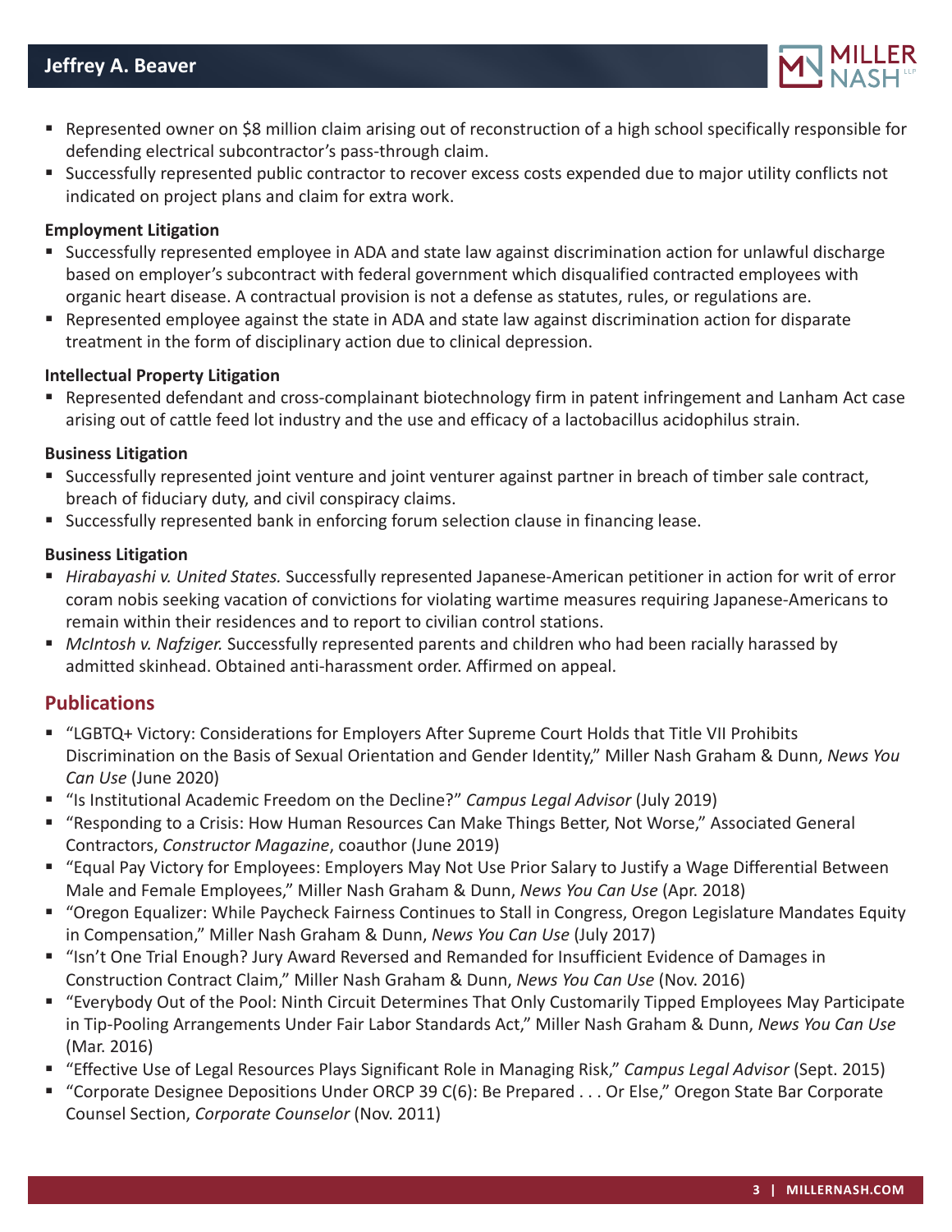- Represented owner on $8 million claim arising out of reconstruction of a high school specifically responsible for defending electrical subcontractor's pass-through claim.
- Successfully represented public contractor to recover excess costs expended due to major utility conflicts not indicated on project plans and claim for extra work.

**Employment Litigation**

- Successfully represented employee in ADA and state law against discrimination action for unlawful discharge based on employer's subcontract with federal government which disqualified contracted employees with organic heart disease. A contractual provision is not a defense as statutes, rules, or regulations are.
- Represented employee against the state in ADA and state law against discrimination action for disparate treatment in the form of disciplinary action due to clinical depression.

**Intellectual Property Litigation**

- Represented defendant and cross-complainant biotechnology firm in patent infringement and Lanham Act case arising out of cattle feed lot industry and the use and efficacy of a lactobacillus acidophilus strain.

**Business Litigation**

- Successfully represented joint venture and joint venturer against partner in breach of timber sale contract, breach of fiduciary duty, and civil conspiracy claims.
- Successfully represented bank in enforcing forum selection clause in financing lease.

**Business Litigation**

- *Hirabayashi v. United States.* Successfully represented Japanese-American petitioner in action for writ of error coram nobis seeking vacation of convictions for violating wartime measures requiring Japanese-Americans to remain within their residences and to report to civilian control stations.
- *McIntosh v. Nafziger.* Successfully represented parents and children who had been racially harassed by admitted skinhead. Obtained anti-harassment order. Affirmed on appeal.

## Publications

- "LGBTQ+ Victory: Considerations for Employers After Supreme Court Holds that Title VII Prohibits Discrimination on the Basis of Sexual Orientation and Gender Identity," Miller Nash Graham & Dunn, *News You Can Use* (June 2020)
- "Is Institutional Academic Freedom on the Decline?" *Campus Legal Advisor* (July 2019)
- "Responding to a Crisis: How Human Resources Can Make Things Better, Not Worse," Associated General Contractors, *Constructor Magazine*, coauthor (June 2019)
- "Equal Pay Victory for Employees: Employers May Not Use Prior Salary to Justify a Wage Differential Between Male and Female Employees," Miller Nash Graham & Dunn, *News You Can Use* (Apr. 2018)
- "Oregon Equalizer: While Paycheck Fairness Continues to Stall in Congress, Oregon Legislature Mandates Equity in Compensation," Miller Nash Graham & Dunn, *News You Can Use* (July 2017)
- "Isn't One Trial Enough? Jury Award Reversed and Remanded for Insufficient Evidence of Damages in Construction Contract Claim," Miller Nash Graham & Dunn, *News You Can Use* (Nov. 2016)
- "Everybody Out of the Pool: Ninth Circuit Determines That Only Customarily Tipped Employees May Participate in Tip-Pooling Arrangements Under Fair Labor Standards Act," Miller Nash Graham & Dunn, *News You Can Use* (Mar. 2016)
- "Effective Use of Legal Resources Plays Significant Role in Managing Risk," *Campus Legal Advisor* (Sept. 2015)
- "Corporate Designee Depositions Under ORCP 39 C(6): Be Prepared . . . Or Else," Oregon State Bar Corporate Counsel Section, *Corporate Counselor* (Nov. 2011)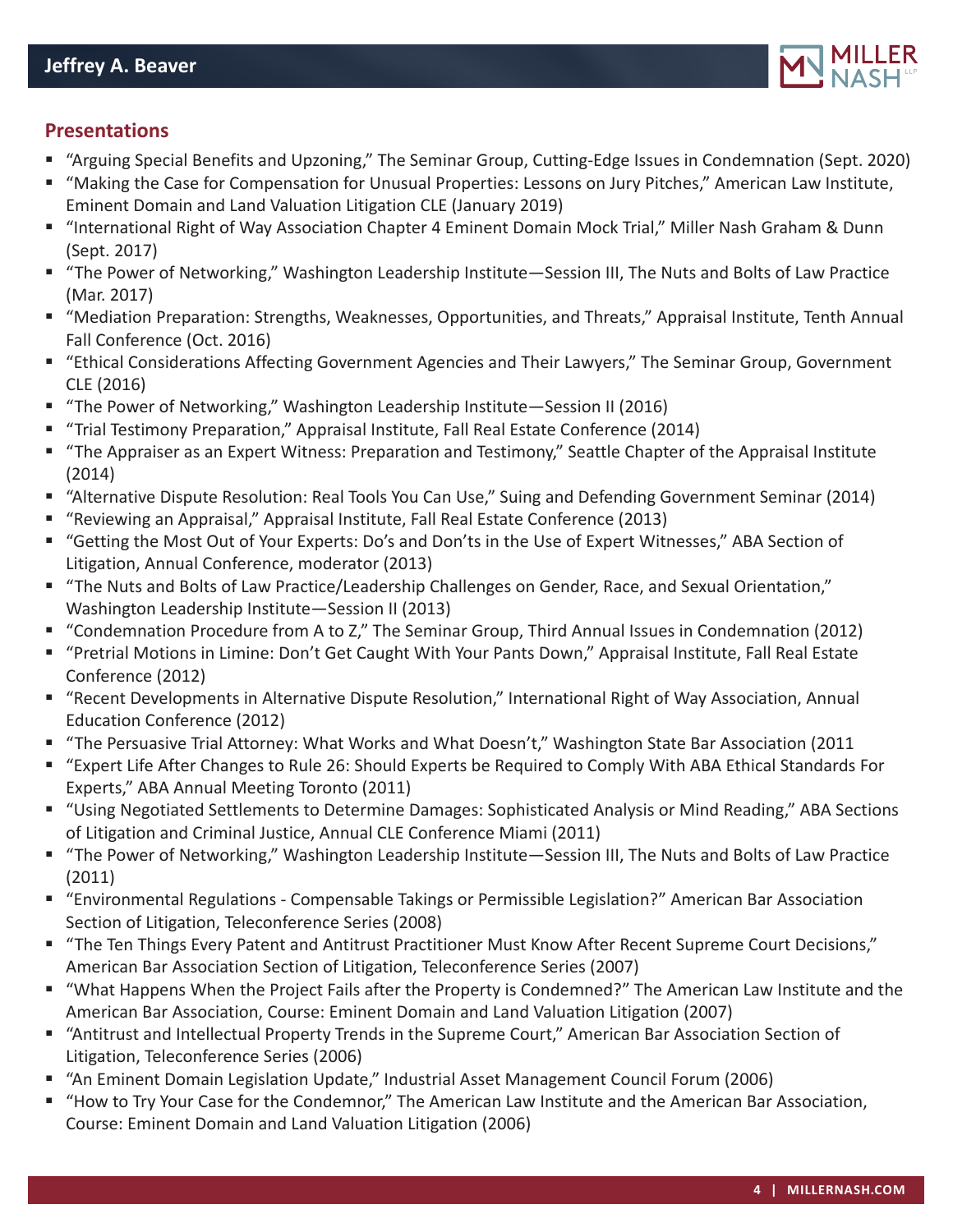## Presentations

- "Arguing Special Benefits and Upzoning," The Seminar Group, Cutting-Edge Issues in Condemnation (Sept. 2020)
- "Making the Case for Compensation for Unusual Properties: Lessons on Jury Pitches," American Law Institute, Eminent Domain and Land Valuation Litigation CLE (January 2019)
- "International Right of Way Association Chapter 4 Eminent Domain Mock Trial," Miller Nash Graham & Dunn (Sept. 2017)
- "The Power of Networking," Washington Leadership Institute—Session III, The Nuts and Bolts of Law Practice (Mar. 2017)
- "Mediation Preparation: Strengths, Weaknesses, Opportunities, and Threats," Appraisal Institute, Tenth Annual Fall Conference (Oct. 2016)
- "Ethical Considerations Affecting Government Agencies and Their Lawyers," The Seminar Group, Government CLE (2016)
- "The Power of Networking," Washington Leadership Institute—Session II (2016)
- "Trial Testimony Preparation," Appraisal Institute, Fall Real Estate Conference (2014)
- "The Appraiser as an Expert Witness: Preparation and Testimony," Seattle Chapter of the Appraisal Institute (2014)
- "Alternative Dispute Resolution: Real Tools You Can Use," Suing and Defending Government Seminar (2014)
- "Reviewing an Appraisal," Appraisal Institute, Fall Real Estate Conference (2013)
- "Getting the Most Out of Your Experts: Do's and Don'ts in the Use of Expert Witnesses," ABA Section of Litigation, Annual Conference, moderator (2013)
- "The Nuts and Bolts of Law Practice/Leadership Challenges on Gender, Race, and Sexual Orientation," Washington Leadership Institute—Session II (2013)
- "Condemnation Procedure from A to Z," The Seminar Group, Third Annual Issues in Condemnation (2012)
- "Pretrial Motions in Limine: Don't Get Caught With Your Pants Down," Appraisal Institute, Fall Real Estate Conference (2012)
- "Recent Developments in Alternative Dispute Resolution," International Right of Way Association, Annual Education Conference (2012)
- "The Persuasive Trial Attorney: What Works and What Doesn't," Washington State Bar Association (2011
- "Expert Life After Changes to Rule 26: Should Experts be Required to Comply With ABA Ethical Standards For Experts," ABA Annual Meeting Toronto (2011)
- "Using Negotiated Settlements to Determine Damages: Sophisticated Analysis or Mind Reading," ABA Sections of Litigation and Criminal Justice, Annual CLE Conference Miami (2011)
- "The Power of Networking," Washington Leadership Institute—Session III, The Nuts and Bolts of Law Practice (2011)
- "Environmental Regulations - Compensable Takings or Permissible Legislation?" American Bar Association Section of Litigation, Teleconference Series (2008)
- "The Ten Things Every Patent and Antitrust Practitioner Must Know After Recent Supreme Court Decisions," American Bar Association Section of Litigation, Teleconference Series (2007)
- "What Happens When the Project Fails after the Property is Condemned?" The American Law Institute and the American Bar Association, Course: Eminent Domain and Land Valuation Litigation (2007)
- "Antitrust and Intellectual Property Trends in the Supreme Court," American Bar Association Section of Litigation, Teleconference Series (2006)
- "An Eminent Domain Legislation Update," Industrial Asset Management Council Forum (2006)
- "How to Try Your Case for the Condemnor," The American Law Institute and the American Bar Association, Course: Eminent Domain and Land Valuation Litigation (2006)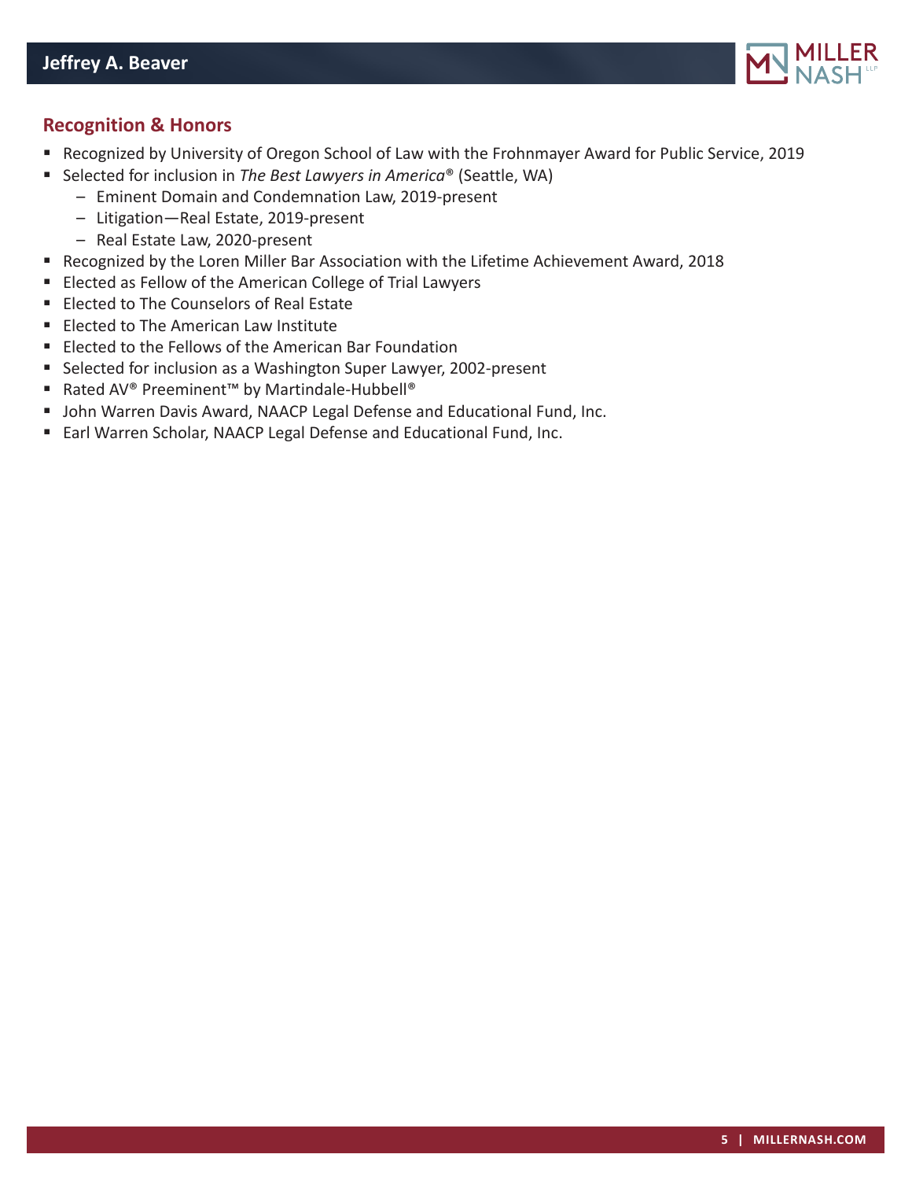## Recognition & Honors

- Recognized by University of Oregon School of Law with the Frohnmayer Award for Public Service, 2019
- Selected for inclusion in *The Best Lawyers in America*® (Seattle, WA)
  - Eminent Domain and Condemnation Law, 2019-present
  - Litigation—Real Estate, 2019-present
  - Real Estate Law, 2020-present
- Recognized by the Loren Miller Bar Association with the Lifetime Achievement Award, 2018
- Elected as Fellow of the American College of Trial Lawyers
- Elected to The Counselors of Real Estate
- Elected to The American Law Institute
- Elected to the Fellows of the American Bar Foundation
- Selected for inclusion as a Washington Super Lawyer, 2002-present
- Rated AV® Preeminent™ by Martindale-Hubbell®
- John Warren Davis Award, NAACP Legal Defense and Educational Fund, Inc.
- Earl Warren Scholar, NAACP Legal Defense and Educational Fund, Inc.